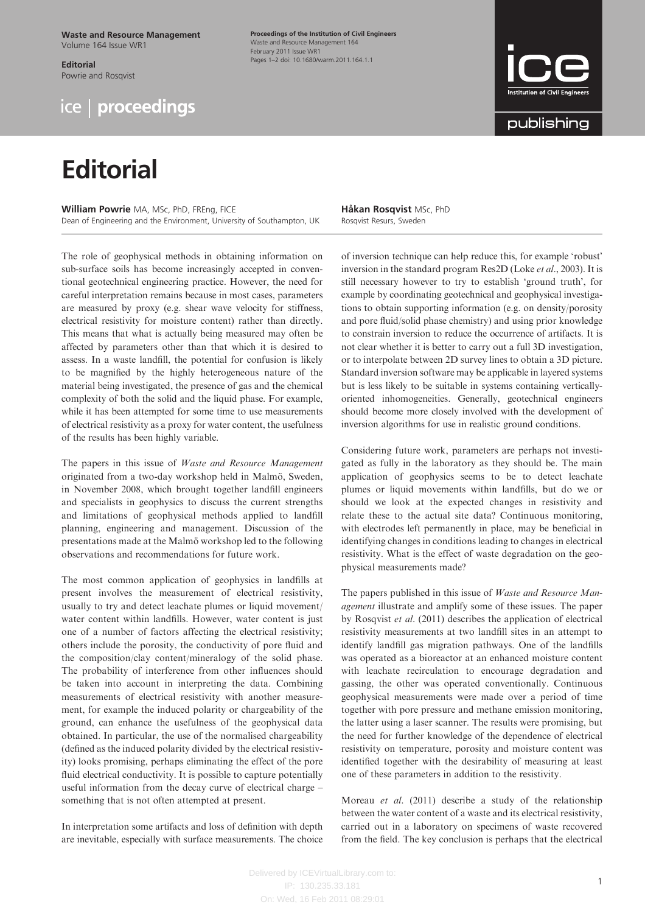# Editorial

**William Powrie** MA, MSc, PhD, FREng, FICE
Dean of Engineering and the Environment, University of Southampton, UK

**Håkan Rosqvist** MSc, PhD
Rosqvist Resurs, Sweden

The role of geophysical methods in obtaining information on sub-surface soils has become increasingly accepted in conventional geotechnical engineering practice. However, the need for careful interpretation remains because in most cases, parameters are measured by proxy (e.g. shear wave velocity for stiffness, electrical resistivity for moisture content) rather than directly. This means that what is actually being measured may often be affected by parameters other than that which it is desired to assess. In a waste landfill, the potential for confusion is likely to be magnified by the highly heterogeneous nature of the material being investigated, the presence of gas and the chemical complexity of both the solid and the liquid phase. For example, while it has been attempted for some time to use measurements of electrical resistivity as a proxy for water content, the usefulness of the results has been highly variable.

The papers in this issue of *Waste and Resource Management* originated from a two-day workshop held in Malmö, Sweden, in November 2008, which brought together landfill engineers and specialists in geophysics to discuss the current strengths and limitations of geophysical methods applied to landfill planning, engineering and management. Discussion of the presentations made at the Malmö workshop led to the following observations and recommendations for future work.

The most common application of geophysics in landfills at present involves the measurement of electrical resistivity, usually to try and detect leachate plumes or liquid movement/water content within landfills. However, water content is just one of a number of factors affecting the electrical resistivity; others include the porosity, the conductivity of pore fluid and the composition/clay content/mineralogy of the solid phase. The probability of interference from other influences should be taken into account in interpreting the data. Combining measurements of electrical resistivity with another measurement, for example the induced polarity or chargeability of the ground, can enhance the usefulness of the geophysical data obtained. In particular, the use of the normalised chargeability (defined as the induced polarity divided by the electrical resistivity) looks promising, perhaps eliminating the effect of the pore fluid electrical conductivity. It is possible to capture potentially useful information from the decay curve of electrical charge – something that is not often attempted at present.

In interpretation some artifacts and loss of definition with depth are inevitable, especially with surface measurements. The choice of inversion technique can help reduce this, for example 'robust' inversion in the standard program Res2D (Loke *et al*., 2003). It is still necessary however to try to establish 'ground truth', for example by coordinating geotechnical and geophysical investigations to obtain supporting information (e.g. on density/porosity and pore fluid/solid phase chemistry) and using prior knowledge to constrain inversion to reduce the occurrence of artifacts. It is not clear whether it is better to carry out a full 3D investigation, or to interpolate between 2D survey lines to obtain a 3D picture. Standard inversion software may be applicable in layered systems but is less likely to be suitable in systems containing vertically-oriented inhomogeneities. Generally, geotechnical engineers should become more closely involved with the development of inversion algorithms for use in realistic ground conditions.

Considering future work, parameters are perhaps not investigated as fully in the laboratory as they should be. The main application of geophysics seems to be to detect leachate plumes or liquid movements within landfills, but do we or should we look at the expected changes in resistivity and relate these to the actual site data? Continuous monitoring, with electrodes left permanently in place, may be beneficial in identifying changes in conditions leading to changes in electrical resistivity. What is the effect of waste degradation on the geophysical measurements made?

The papers published in this issue of *Waste and Resource Management* illustrate and amplify some of these issues. The paper by Rosqvist *et al*. (2011) describes the application of electrical resistivity measurements at two landfill sites in an attempt to identify landfill gas migration pathways. One of the landfills was operated as a bioreactor at an enhanced moisture content with leachate recirculation to encourage degradation and gassing, the other was operated conventionally. Continuous geophysical measurements were made over a period of time together with pore pressure and methane emission monitoring, the latter using a laser scanner. The results were promising, but the need for further knowledge of the dependence of electrical resistivity on temperature, porosity and moisture content was identified together with the desirability of measuring at least one of these parameters in addition to the resistivity.

Moreau *et al*. (2011) describe a study of the relationship between the water content of a waste and its electrical resistivity, carried out in a laboratory on specimens of waste recovered from the field. The key conclusion is perhaps that the electrical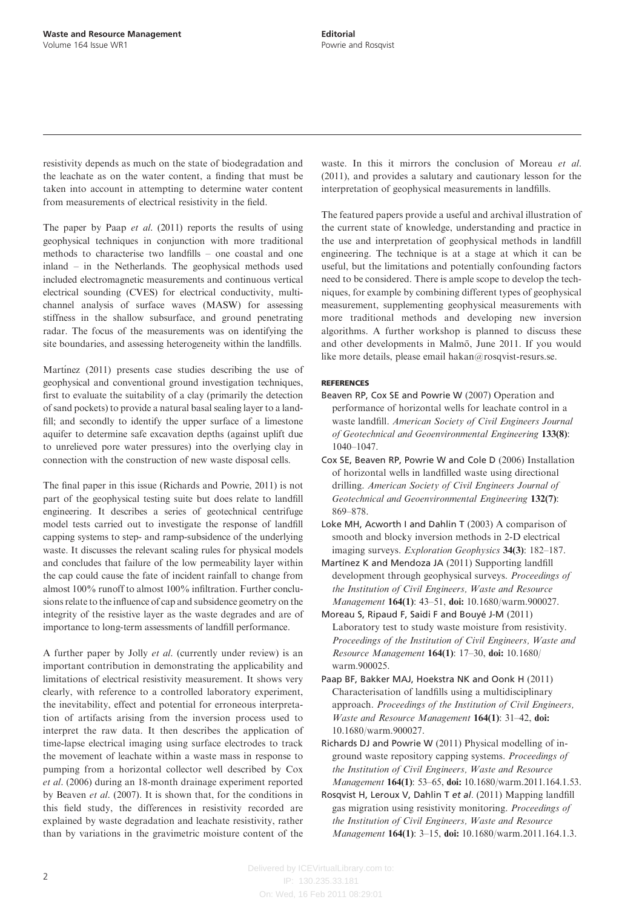resistivity depends as much on the state of biodegradation and the leachate as on the water content, a finding that must be taken into account in attempting to determine water content from measurements of electrical resistivity in the field.

The paper by Paap *et al*. (2011) reports the results of using geophysical techniques in conjunction with more traditional methods to characterise two landfills – one coastal and one inland – in the Netherlands. The geophysical methods used included electromagnetic measurements and continuous vertical electrical sounding (CVES) for electrical conductivity, multichannel analysis of surface waves (MASW) for assessing stiffness in the shallow subsurface, and ground penetrating radar. The focus of the measurements was on identifying the site boundaries, and assessing heterogeneity within the landfills.

Martínez (2011) presents case studies describing the use of geophysical and conventional ground investigation techniques, first to evaluate the suitability of a clay (primarily the detection of sand pockets) to provide a natural basal sealing layer to a landfill; and secondly to identify the upper surface of a limestone aquifer to determine safe excavation depths (against uplift due to unrelieved pore water pressures) into the overlying clay in connection with the construction of new waste disposal cells.

The final paper in this issue (Richards and Powrie, 2011) is not part of the geophysical testing suite but does relate to landfill engineering. It describes a series of geotechnical centrifuge model tests carried out to investigate the response of landfill capping systems to step- and ramp-subsidence of the underlying waste. It discusses the relevant scaling rules for physical models and concludes that failure of the low permeability layer within the cap could cause the fate of incident rainfall to change from almost 100% runoff to almost 100% infiltration. Further conclusions relate to the influence of cap and subsidence geometry on the integrity of the resistive layer as the waste degrades and are of importance to long-term assessments of landfill performance.

A further paper by Jolly *et al*. (currently under review) is an important contribution in demonstrating the applicability and limitations of electrical resistivity measurement. It shows very clearly, with reference to a controlled laboratory experiment, the inevitability, effect and potential for erroneous interpretation of artifacts arising from the inversion process used to interpret the raw data. It then describes the application of time-lapse electrical imaging using surface electrodes to track the movement of leachate within a waste mass in response to pumping from a horizontal collector well described by Cox *et al*. (2006) during an 18-month drainage experiment reported by Beaven *et al*. (2007). It is shown that, for the conditions in this field study, the differences in resistivity recorded are explained by waste degradation and leachate resistivity, rather than by variations in the gravimetric moisture content of the waste. In this it mirrors the conclusion of Moreau *et al*. (2011), and provides a salutary and cautionary lesson for the interpretation of geophysical measurements in landfills.

The featured papers provide a useful and archival illustration of the current state of knowledge, understanding and practice in the use and interpretation of geophysical methods in landfill engineering. The technique is at a stage at which it can be useful, but the limitations and potentially confounding factors need to be considered. There is ample scope to develop the techniques, for example by combining different types of geophysical measurement, supplementing geophysical measurements with more traditional methods and developing new inversion algorithms. A further workshop is planned to discuss these and other developments in Malmö, June 2011. If you would like more details, please email hakan@rosqvist-resurs.se.

## REFERENCES

Beaven RP, Cox SE and Powrie W (2007) Operation and performance of horizontal wells for leachate control in a waste landfill. *American Society of Civil Engineers Journal of Geotechnical and Geoenvironmental Engineering* **133(8)**: 1040–1047.

Cox SE, Beaven RP, Powrie W and Cole D (2006) Installation of horizontal wells in landfilled waste using directional drilling. *American Society of Civil Engineers Journal of Geotechnical and Geoenvironmental Engineering* **132(7)**: 869–878.

Loke MH, Acworth I and Dahlin T (2003) A comparison of smooth and blocky inversion methods in 2-D electrical imaging surveys. *Exploration Geophysics* **34(3)**: 182–187.

Martínez K and Mendoza JA (2011) Supporting landfill development through geophysical surveys. *Proceedings of the Institution of Civil Engineers, Waste and Resource Management* **164(1)**: 43–51, **doi:** 10.1680/warm.900027.

Moreau S, Ripaud F, Saidi F and Bouyé J-M (2011) Laboratory test to study waste moisture from resistivity. *Proceedings of the Institution of Civil Engineers, Waste and Resource Management* **164(1)**: 17–30, **doi:** 10.1680/warm.900025.

Paap BF, Bakker MAJ, Hoekstra NK and Oonk H (2011) Characterisation of landfills using a multidisciplinary approach. *Proceedings of the Institution of Civil Engineers, Waste and Resource Management* **164(1)**: 31–42, **doi:** 10.1680/warm.900027.

Richards DJ and Powrie W (2011) Physical modelling of in-ground waste repository capping systems. *Proceedings of the Institution of Civil Engineers, Waste and Resource Management* **164(1)**: 53–65, **doi:** 10.1680/warm.2011.164.1.53.

Rosqvist H, Leroux V, Dahlin T *et al*. (2011) Mapping landfill gas migration using resistivity monitoring. *Proceedings of the Institution of Civil Engineers, Waste and Resource Management* **164(1)**: 3–15, **doi:** 10.1680/warm.2011.164.1.3.